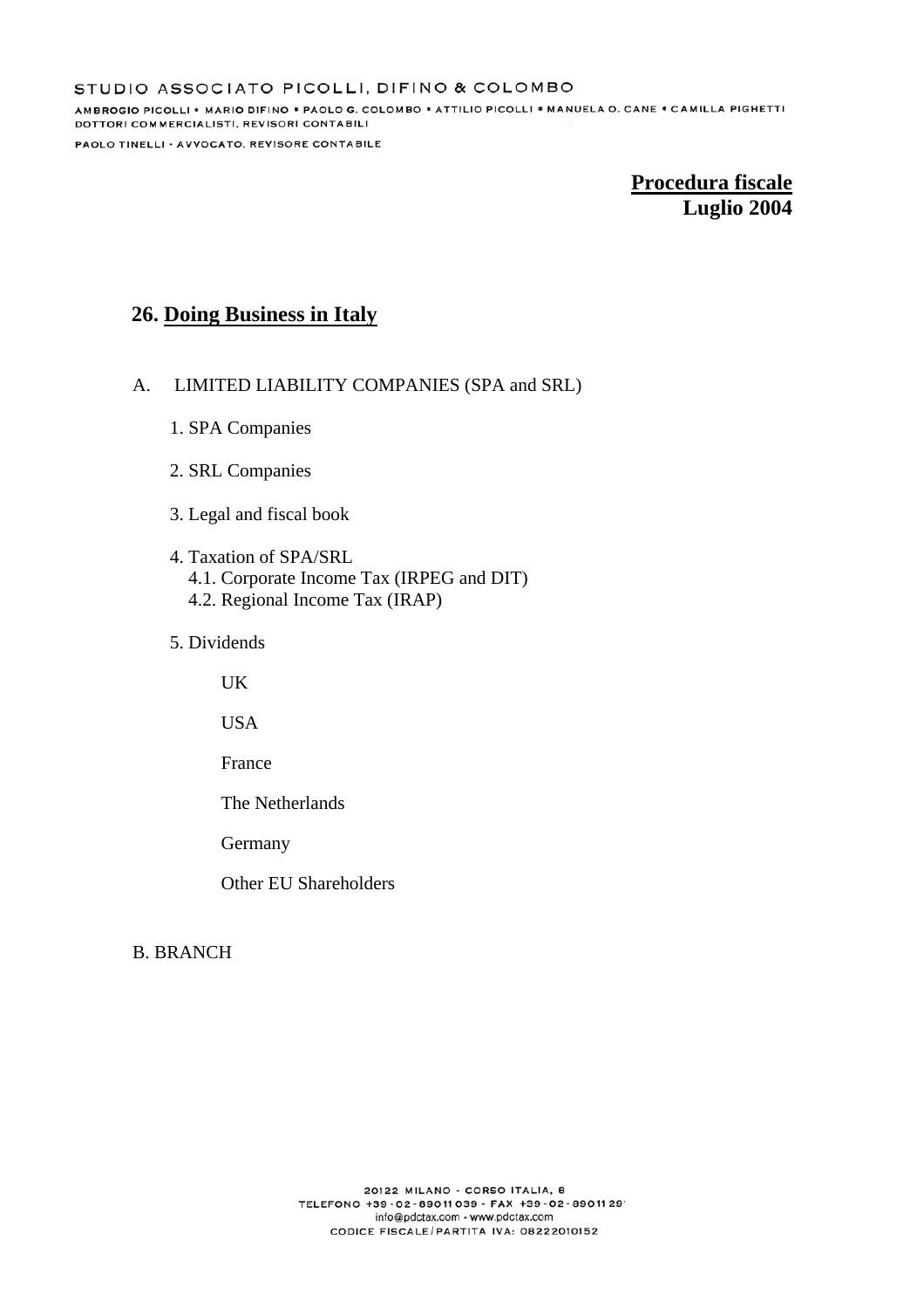STUDIO ASSOCIATO PICOLLI, DIFINO & COLOMBO

AMBROGIO PICOLLI * MARIO DIFINO * PAOLO G. COLOMBO * ATTILIO PICOLLI * MANUELA O. CANE * CAMILLA PIGHETTI
DOTTORI COMMERCIALISTI, REVISORI CONTABILI

PAOLO TINELLI - AVVOCATO, REVISORE CONTABILE

**Procedura fiscale**
**Luglio 2004**

## 26. Doing Business in Italy

A. LIMITED LIABILITY COMPANIES (SPA and SRL)

1. SPA Companies

2. SRL Companies

3. Legal and fiscal book

4. Taxation of SPA/SRL
   4.1. Corporate Income Tax (IRPEG and DIT)
   4.2. Regional Income Tax (IRAP)

5. Dividends

   UK

   USA

   France

   The Netherlands

   Germany

   Other EU Shareholders

B. BRANCH

20122 MILANO - CORSO ITALIA, 8
TELEFONO +39-02-89011039 - FAX +39-02-8901129
info@pdctax.com - www.pdctax.com
CODICE FISCALE / PARTITA IVA: 08222010152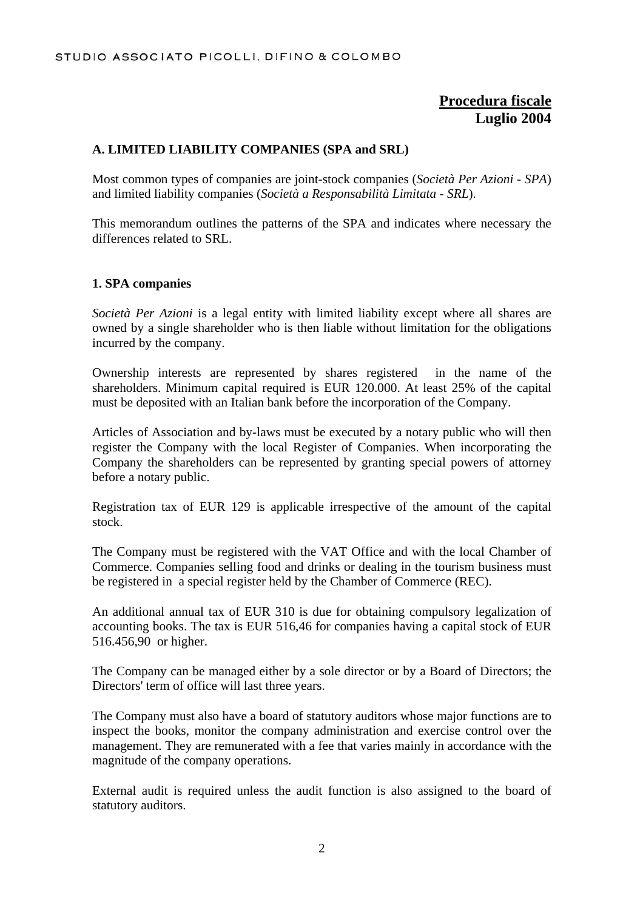**Procedura fiscale**
**Luglio 2004**

### A. LIMITED LIABILITY COMPANIES (SPA and SRL)

Most common types of companies are joint-stock companies (*Società Per Azioni - SPA*) and limited liability companies (*Società a Responsabilità Limitata - SRL*).

This memorandum outlines the patterns of the SPA and indicates where necessary the differences related to SRL.

#### 1. SPA companies

*Società Per Azioni* is a legal entity with limited liability except where all shares are owned by a single shareholder who is then liable without limitation for the obligations incurred by the company.

Ownership interests are represented by shares registered in the name of the shareholders. Minimum capital required is EUR 120.000. At least 25% of the capital must be deposited with an Italian bank before the incorporation of the Company.

Articles of Association and by-laws must be executed by a notary public who will then register the Company with the local Register of Companies. When incorporating the Company the shareholders can be represented by granting special powers of attorney before a notary public.

Registration tax of EUR 129 is applicable irrespective of the amount of the capital stock.

The Company must be registered with the VAT Office and with the local Chamber of Commerce. Companies selling food and drinks or dealing in the tourism business must be registered in a special register held by the Chamber of Commerce (REC).

An additional annual tax of EUR 310 is due for obtaining compulsory legalization of accounting books. The tax is EUR 516,46 for companies having a capital stock of EUR 516.456,90 or higher.

The Company can be managed either by a sole director or by a Board of Directors; the Directors' term of office will last three years.

The Company must also have a board of statutory auditors whose major functions are to inspect the books, monitor the company administration and exercise control over the management. They are remunerated with a fee that varies mainly in accordance with the magnitude of the company operations.

External audit is required unless the audit function is also assigned to the board of statutory auditors.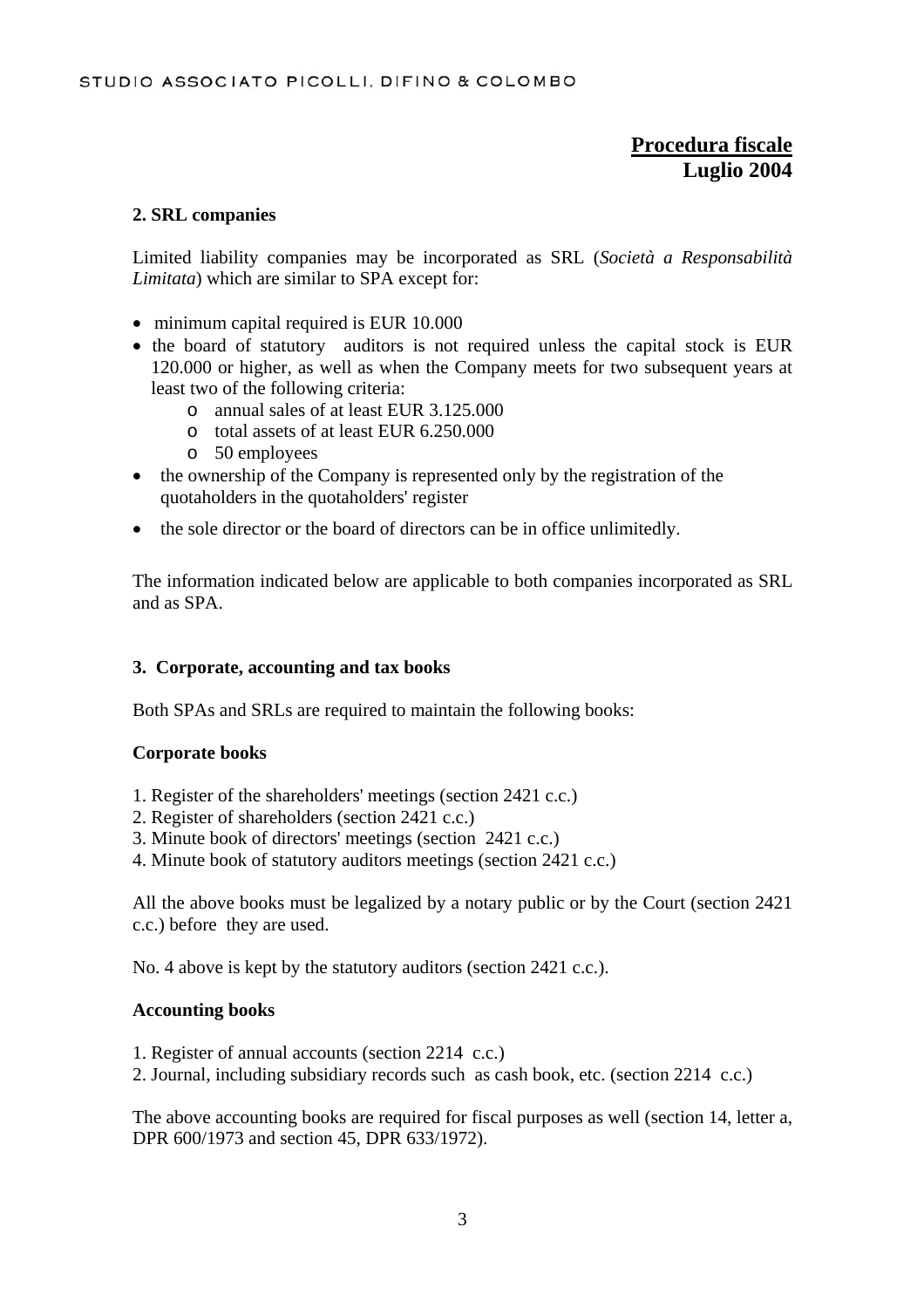**Procedura fiscale**
**Luglio 2004**

### 2. SRL companies

Limited liability companies may be incorporated as SRL (*Società a Responsabilità Limitata*) which are similar to SPA except for:

- minimum capital required is EUR 10.000
- the board of statutory auditors is not required unless the capital stock is EUR 120.000 or higher, as well as when the Company meets for two subsequent years at least two of the following criteria:
    - annual sales of at least EUR 3.125.000
    - total assets of at least EUR 6.250.000
    - 50 employees
- the ownership of the Company is represented only by the registration of the quotaholders in the quotaholders' register
- the sole director or the board of directors can be in office unlimitedly.

The information indicated below are applicable to both companies incorporated as SRL and as SPA.

### 3. Corporate, accounting and tax books

Both SPAs and SRLs are required to maintain the following books:

#### Corporate books

1. Register of the shareholders' meetings (section 2421 c.c.)
2. Register of shareholders (section 2421 c.c.)
3. Minute book of directors' meetings (section 2421 c.c.)
4. Minute book of statutory auditors meetings (section 2421 c.c.)

All the above books must be legalized by a notary public or by the Court (section 2421 c.c.) before they are used.

No. 4 above is kept by the statutory auditors (section 2421 c.c.).

#### Accounting books

1. Register of annual accounts (section 2214 c.c.)
2. Journal, including subsidiary records such as cash book, etc. (section 2214 c.c.)

The above accounting books are required for fiscal purposes as well (section 14, letter a, DPR 600/1973 and section 45, DPR 633/1972).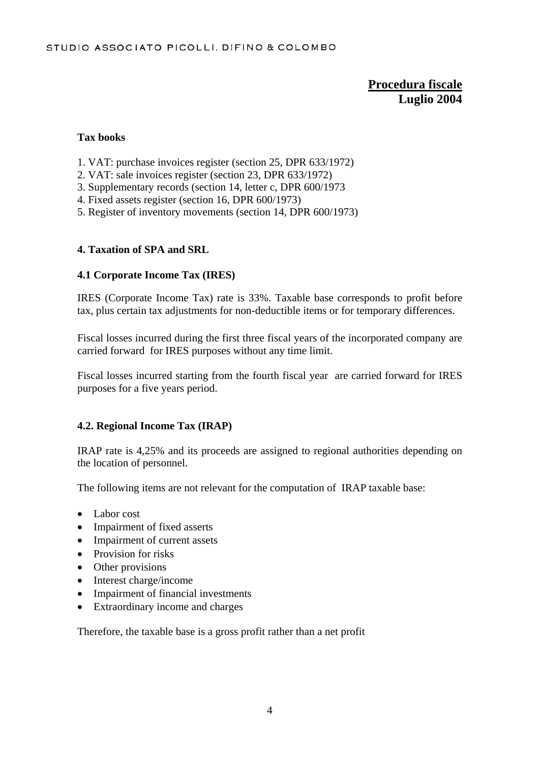**Tax books**

1. VAT: purchase invoices register (section 25, DPR 633/1972)
2. VAT: sale invoices register (section 23, DPR 633/1972)
3. Supplementary records (section 14, letter c, DPR 600/1973
4. Fixed assets register (section 16, DPR 600/1973)
5. Register of inventory movements (section 14, DPR 600/1973)

## 4. Taxation of SPA and SRL

### 4.1 Corporate Income Tax (IRES)

IRES (Corporate Income Tax) rate is 33%. Taxable base corresponds to profit before tax, plus certain tax adjustments for non-deductible items or for temporary differences.

Fiscal losses incurred during the first three fiscal years of the incorporated company are carried forward for IRES purposes without any time limit.

Fiscal losses incurred starting from the fourth fiscal year are carried forward for IRES purposes for a five years period.

### 4.2. Regional Income Tax (IRAP)

IRAP rate is 4,25% and its proceeds are assigned to regional authorities depending on the location of personnel.

The following items are not relevant for the computation of IRAP taxable base:

- Labor cost
- Impairment of fixed asserts
- Impairment of current assets
- Provision for risks
- Other provisions
- Interest charge/income
- Impairment of financial investments
- Extraordinary income and charges

Therefore, the taxable base is a gross profit rather than a net profit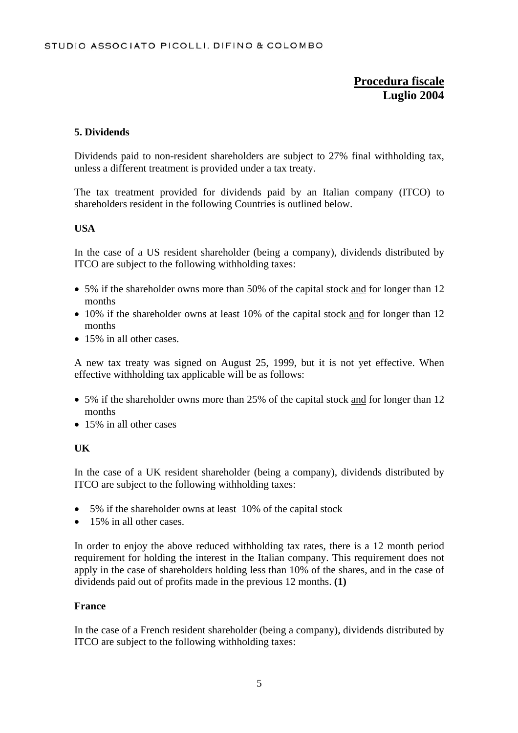**Procedura fiscale**
**Luglio 2004**

### 5. Dividends

Dividends paid to non-resident shareholders are subject to 27% final withholding tax, unless a different treatment is provided under a tax treaty.

The tax treatment provided for dividends paid by an Italian company (ITCO) to shareholders resident in the following Countries is outlined below.

**USA**

In the case of a US resident shareholder (being a company), dividends distributed by ITCO are subject to the following withholding taxes:

- 5% if the shareholder owns more than 50% of the capital stock and for longer than 12 months
- 10% if the shareholder owns at least 10% of the capital stock and for longer than 12 months
- 15% in all other cases.

A new tax treaty was signed on August 25, 1999, but it is not yet effective. When effective withholding tax applicable will be as follows:

- 5% if the shareholder owns more than 25% of the capital stock and for longer than 12 months
- 15% in all other cases

**UK**

In the case of a UK resident shareholder (being a company), dividends distributed by ITCO are subject to the following withholding taxes:

- 5% if the shareholder owns at least 10% of the capital stock
- 15% in all other cases.

In order to enjoy the above reduced withholding tax rates, there is a 12 month period requirement for holding the interest in the Italian company. This requirement does not apply in the case of shareholders holding less than 10% of the shares, and in the case of dividends paid out of profits made in the previous 12 months. **(1)**

**France**

In the case of a French resident shareholder (being a company), dividends distributed by ITCO are subject to the following withholding taxes: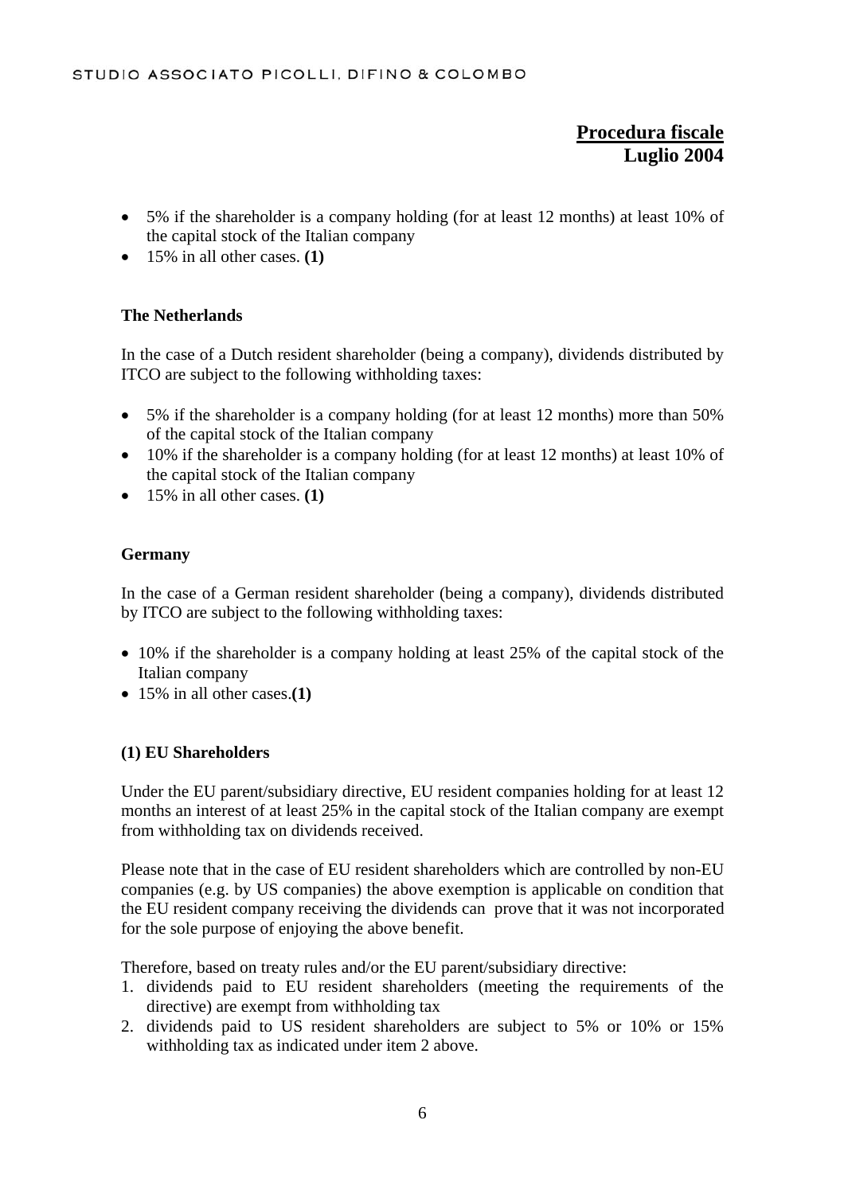- 5% if the shareholder is a company holding (for at least 12 months) at least 10% of the capital stock of the Italian company
- 15% in all other cases. **(1)**

**The Netherlands**

In the case of a Dutch resident shareholder (being a company), dividends distributed by ITCO are subject to the following withholding taxes:

- 5% if the shareholder is a company holding (for at least 12 months) more than 50% of the capital stock of the Italian company
- 10% if the shareholder is a company holding (for at least 12 months) at least 10% of the capital stock of the Italian company
- 15% in all other cases. **(1)**

**Germany**

In the case of a German resident shareholder (being a company), dividends distributed by ITCO are subject to the following withholding taxes:

- 10% if the shareholder is a company holding at least 25% of the capital stock of the Italian company
- 15% in all other cases.**(1)**

**(1) EU Shareholders**

Under the EU parent/subsidiary directive, EU resident companies holding for at least 12 months an interest of at least 25% in the capital stock of the Italian company are exempt from withholding tax on dividends received.

Please note that in the case of EU resident shareholders which are controlled by non-EU companies (e.g. by US companies) the above exemption is applicable on condition that the EU resident company receiving the dividends can prove that it was not incorporated for the sole purpose of enjoying the above benefit.

Therefore, based on treaty rules and/or the EU parent/subsidiary directive:

1. dividends paid to EU resident shareholders (meeting the requirements of the directive) are exempt from withholding tax
2. dividends paid to US resident shareholders are subject to 5% or 10% or 15% withholding tax as indicated under item 2 above.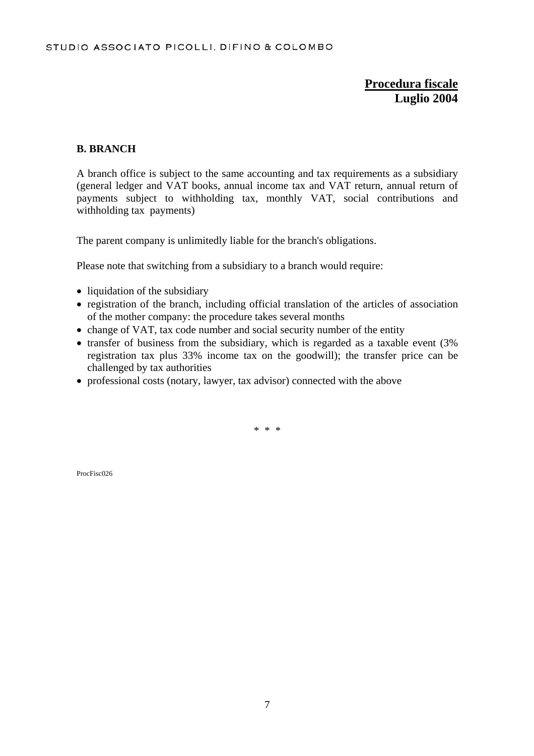## B. BRANCH

A branch office is subject to the same accounting and tax requirements as a subsidiary (general ledger and VAT books, annual income tax and VAT return, annual return of payments subject to withholding tax, monthly VAT, social contributions and withholding tax payments)

The parent company is unlimitedly liable for the branch's obligations.

Please note that switching from a subsidiary to a branch would require:

- liquidation of the subsidiary
- registration of the branch, including official translation of the articles of association of the mother company: the procedure takes several months
- change of VAT, tax code number and social security number of the entity
- transfer of business from the subsidiary, which is regarded as a taxable event (3% registration tax plus 33% income tax on the goodwill); the transfer price can be challenged by tax authorities
- professional costs (notary, lawyer, tax advisor) connected with the above

\* \* \*

ProcFisc026